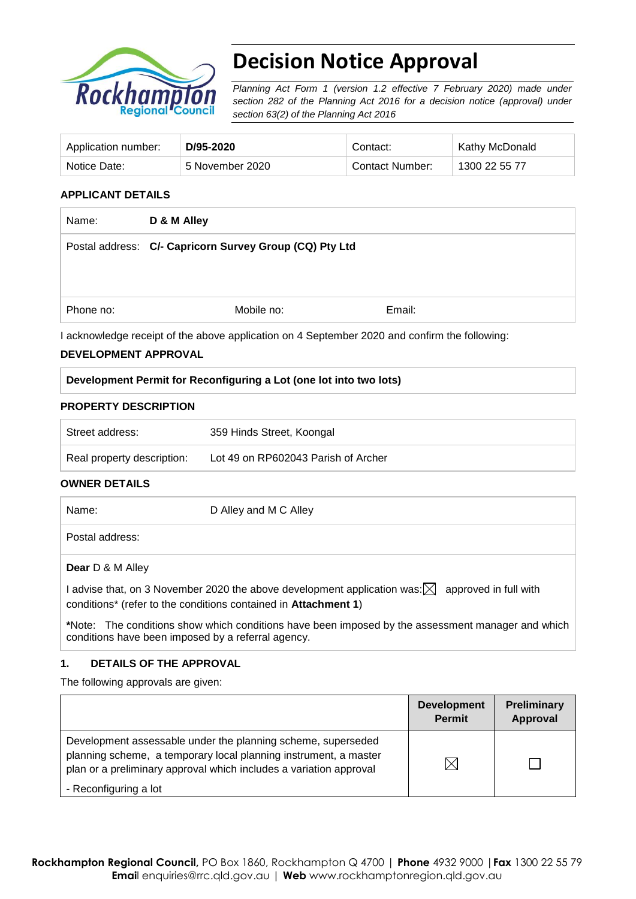# Decision Notice Approval

*Planning Act Form 1 (version 1.2 effective 7 February 2020) made under section 282 of the Planning Act 2016 for a decision notice (approval) under section 63(2) of the Planning Act 2016*

| Application number: | **D/95-2020** | Contact: | Kathy McDonald |
|---|---|---|---|
| Notice Date: | 5 November 2020 | Contact Number: | 1300 22 55 77 |

## APPLICANT DETAILS

| Name: | **D & M Alley** | |
|---|---|---|
| Postal address: | **C/- Capricorn Survey Group (CQ) Pty Ltd** | |
| Phone no: | Mobile no: | Email: |

I acknowledge receipt of the above application on 4 September 2020 and confirm the following:

## DEVELOPMENT APPROVAL

**Development Permit for Reconfiguring a Lot (one lot into two lots)**

## PROPERTY DESCRIPTION

| Street address: | 359 Hinds Street, Koongal |
|---|---|
| Real property description: | Lot 49 on RP602043 Parish of Archer |

## OWNER DETAILS

| Name: | D Alley and M C Alley |
|---|---|
| Postal address: | |

**Dear** D & M Alley

I advise that, on 3 November 2020 the above development application was: ☒ approved in full with conditions* (refer to the conditions contained in **Attachment 1**)

***Note:** The conditions show which conditions have been imposed by the assessment manager and which conditions have been imposed by a referral agency.

## 1. DETAILS OF THE APPROVAL

The following approvals are given:

| | **Development Permit** | **Preliminary Approval** |
|---|---|---|
| Development assessable under the planning scheme, superseded planning scheme, a temporary local planning instrument, a master plan or a preliminary approval which includes a variation approval<br>- Reconfiguring a lot | ☒ | ☐ |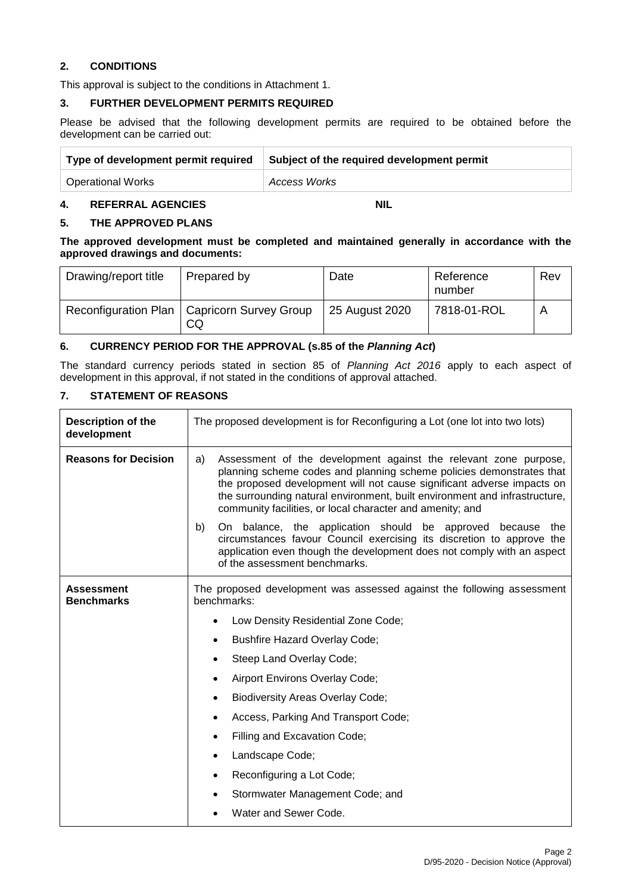## 2. CONDITIONS

This approval is subject to the conditions in Attachment 1.

## 3. FURTHER DEVELOPMENT PERMITS REQUIRED

Please be advised that the following development permits are required to be obtained before the development can be carried out:

| Type of development permit required | Subject of the required development permit |
|---|---|
| Operational Works | *Access Works* |

## 4. REFERRAL AGENCIES NIL

## 5. THE APPROVED PLANS

**The approved development must be completed and maintained generally in accordance with the approved drawings and documents:**

| Drawing/report title | Prepared by | Date | Reference number | Rev |
|---|---|---|---|---|
| Reconfiguration Plan | Capricorn Survey Group CQ | 25 August 2020 | 7818-01-ROL | A |

## 6. CURRENCY PERIOD FOR THE APPROVAL (s.85 of the *Planning Act*)

The standard currency periods stated in section 85 of *Planning Act 2016* apply to each aspect of development in this approval, if not stated in the conditions of approval attached.

## 7. STATEMENT OF REASONS

| | |
|---|---|
| **Description of the development** | The proposed development is for Reconfiguring a Lot (one lot into two lots) |
| **Reasons for Decision** | a) Assessment of the development against the relevant zone purpose, planning scheme codes and planning scheme policies demonstrates that the proposed development will not cause significant adverse impacts on the surrounding natural environment, built environment and infrastructure, community facilities, or local character and amenity; and<br>b) On balance, the application should be approved because the circumstances favour Council exercising its discretion to approve the application even though the development does not comply with an aspect of the assessment benchmarks. |
| **Assessment Benchmarks** | The proposed development was assessed against the following assessment benchmarks:<br>• Low Density Residential Zone Code;<br>• Bushfire Hazard Overlay Code;<br>• Steep Land Overlay Code;<br>• Airport Environs Overlay Code;<br>• Biodiversity Areas Overlay Code;<br>• Access, Parking And Transport Code;<br>• Filling and Excavation Code;<br>• Landscape Code;<br>• Reconfiguring a Lot Code;<br>• Stormwater Management Code; and<br>• Water and Sewer Code. |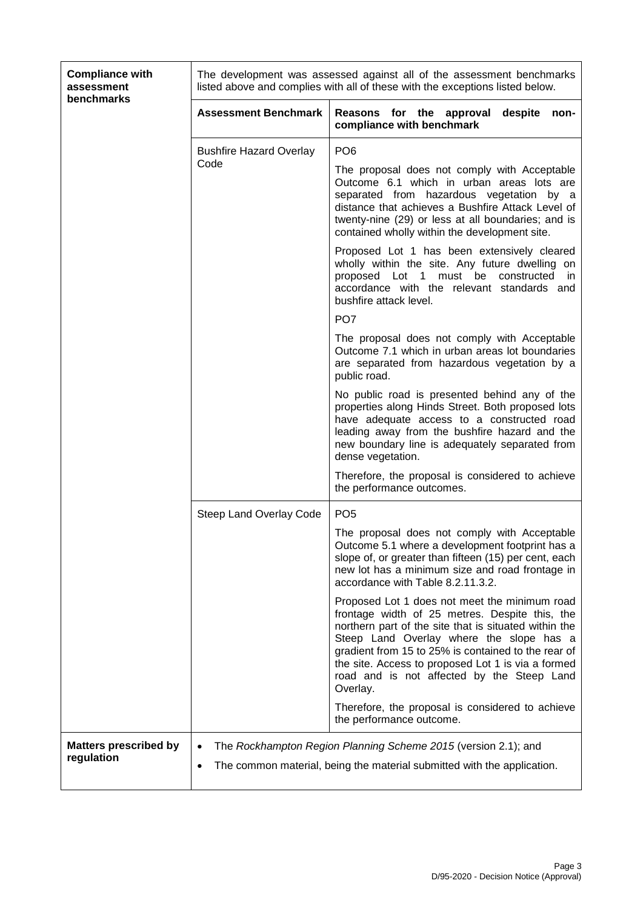| **Compliance with assessment benchmarks** | The development was assessed against all of the assessment benchmarks listed above and complies with all of these with the exceptions listed below. | |
|---|---|---|
| | **Assessment Benchmark** | **Reasons for the approval despite non-compliance with benchmark** |
| | Bushfire Hazard Overlay Code | PO6<br><br>The proposal does not comply with Acceptable Outcome 6.1 which in urban areas lots are separated from hazardous vegetation by a distance that achieves a Bushfire Attack Level of twenty-nine (29) or less at all boundaries; and is contained wholly within the development site.<br><br>Proposed Lot 1 has been extensively cleared wholly within the site. Any future dwelling on proposed Lot 1 must be constructed in accordance with the relevant standards and bushfire attack level.<br><br>PO7<br><br>The proposal does not comply with Acceptable Outcome 7.1 which in urban areas lot boundaries are separated from hazardous vegetation by a public road.<br><br>No public road is presented behind any of the properties along Hinds Street. Both proposed lots have adequate access to a constructed road leading away from the bushfire hazard and the new boundary line is adequately separated from dense vegetation.<br><br>Therefore, the proposal is considered to achieve the performance outcomes. |
| | Steep Land Overlay Code | PO5<br><br>The proposal does not comply with Acceptable Outcome 5.1 where a development footprint has a slope of, or greater than fifteen (15) per cent, each new lot has a minimum size and road frontage in accordance with Table 8.2.11.3.2.<br><br>Proposed Lot 1 does not meet the minimum road frontage width of 25 metres. Despite this, the northern part of the site that is situated within the Steep Land Overlay where the slope has a gradient from 15 to 25% is contained to the rear of the site. Access to proposed Lot 1 is via a formed road and is not affected by the Steep Land Overlay.<br><br>Therefore, the proposal is considered to achieve the performance outcome. |
| **Matters prescribed by regulation** | • The *Rockhampton Region Planning Scheme 2015* (version 2.1); and<br>• The common material, being the material submitted with the application. | |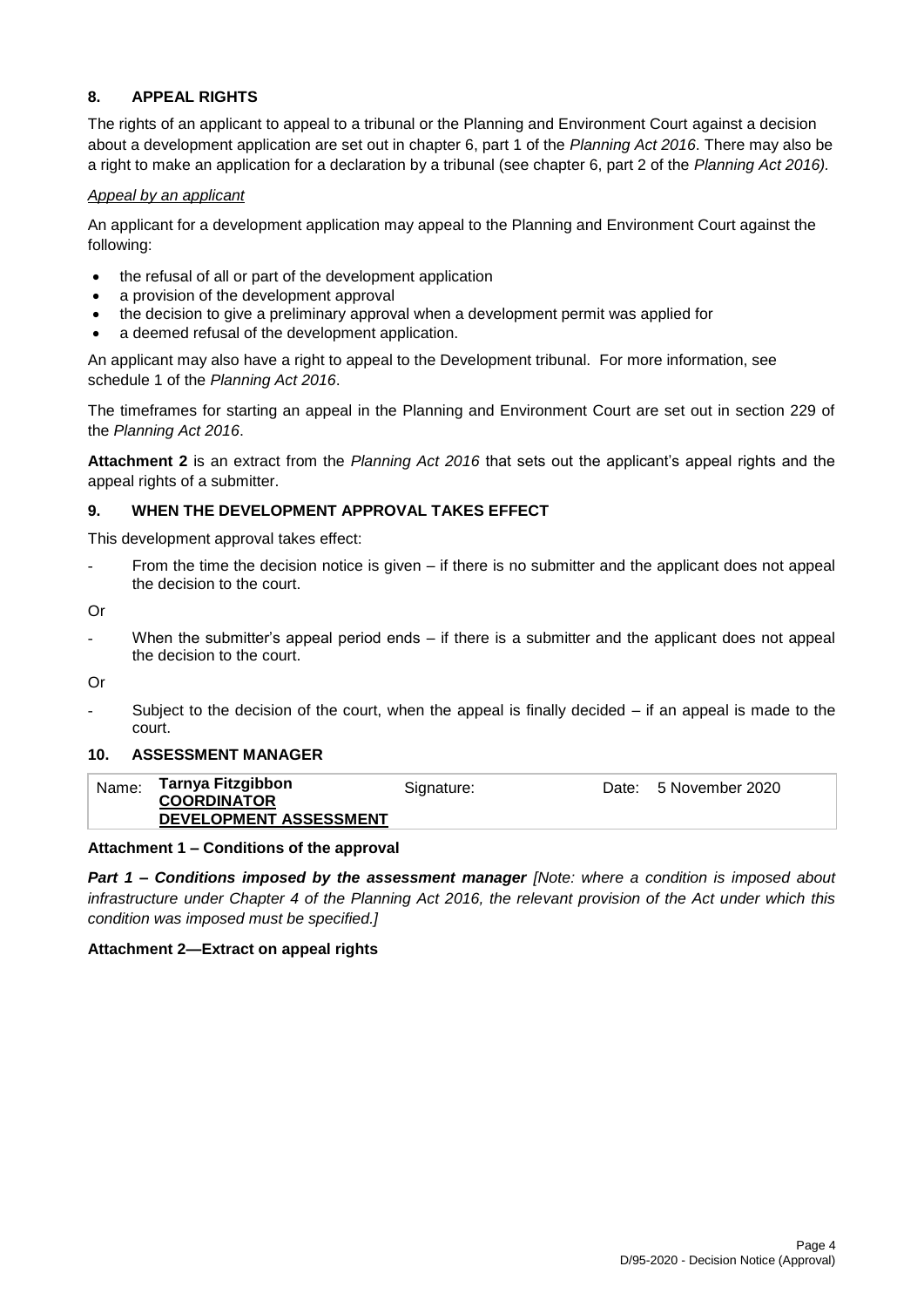## 8. APPEAL RIGHTS

The rights of an applicant to appeal to a tribunal or the Planning and Environment Court against a decision about a development application are set out in chapter 6, part 1 of the *Planning Act 2016*. There may also be a right to make an application for a declaration by a tribunal (see chapter 6, part 2 of the *Planning Act 2016).*

*Appeal by an applicant*

An applicant for a development application may appeal to the Planning and Environment Court against the following:

- the refusal of all or part of the development application
- a provision of the development approval
- the decision to give a preliminary approval when a development permit was applied for
- a deemed refusal of the development application.

An applicant may also have a right to appeal to the Development tribunal. For more information, see schedule 1 of the *Planning Act 2016*.

The timeframes for starting an appeal in the Planning and Environment Court are set out in section 229 of the *Planning Act 2016*.

**Attachment 2** is an extract from the *Planning Act 2016* that sets out the applicant's appeal rights and the appeal rights of a submitter.

## 9. WHEN THE DEVELOPMENT APPROVAL TAKES EFFECT

This development approval takes effect:

- From the time the decision notice is given – if there is no submitter and the applicant does not appeal the decision to the court.

Or

- When the submitter's appeal period ends – if there is a submitter and the applicant does not appeal the decision to the court.

Or

- Subject to the decision of the court, when the appeal is finally decided – if an appeal is made to the court.

## 10. ASSESSMENT MANAGER

| Name: | **Tarnya Fitzgibbon** **COORDINATOR** **DEVELOPMENT ASSESSMENT** | Signature: | | Date: | 5 November 2020 |
|---|---|---|---|---|---|

**Attachment 1 – Conditions of the approval**

***Part 1 – Conditions imposed by the assessment manager*** *[Note: where a condition is imposed about infrastructure under Chapter 4 of the Planning Act 2016, the relevant provision of the Act under which this condition was imposed must be specified.]*

**Attachment 2—Extract on appeal rights**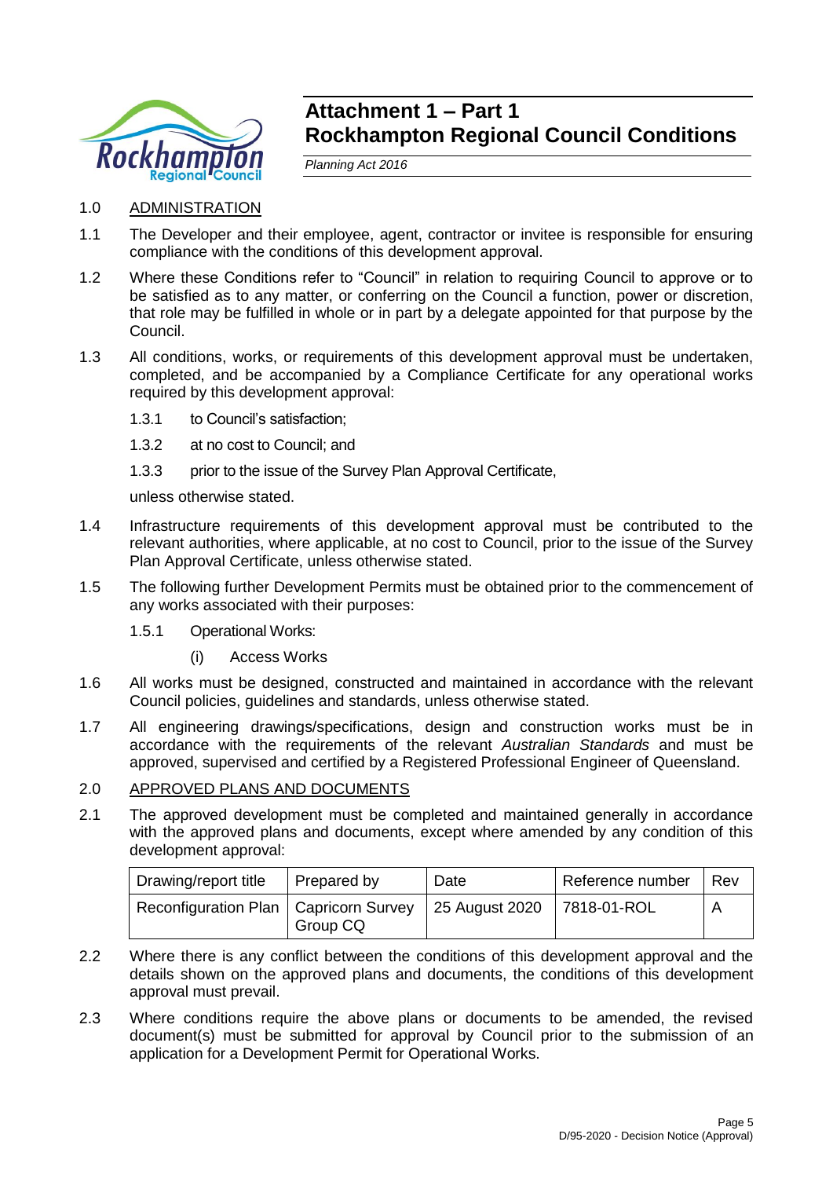# Attachment 1 – Part 1
# Rockhampton Regional Council Conditions

*Planning Act 2016*

1.0 ADMINISTRATION

1.1 The Developer and their employee, agent, contractor or invitee is responsible for ensuring compliance with the conditions of this development approval.

1.2 Where these Conditions refer to "Council" in relation to requiring Council to approve or to be satisfied as to any matter, or conferring on the Council a function, power or discretion, that role may be fulfilled in whole or in part by a delegate appointed for that purpose by the Council.

1.3 All conditions, works, or requirements of this development approval must be undertaken, completed, and be accompanied by a Compliance Certificate for any operational works required by this development approval:

1.3.1 to Council's satisfaction;

1.3.2 at no cost to Council; and

1.3.3 prior to the issue of the Survey Plan Approval Certificate,

unless otherwise stated.

1.4 Infrastructure requirements of this development approval must be contributed to the relevant authorities, where applicable, at no cost to Council, prior to the issue of the Survey Plan Approval Certificate, unless otherwise stated.

1.5 The following further Development Permits must be obtained prior to the commencement of any works associated with their purposes:

1.5.1 Operational Works:

(i) Access Works

1.6 All works must be designed, constructed and maintained in accordance with the relevant Council policies, guidelines and standards, unless otherwise stated.

1.7 All engineering drawings/specifications, design and construction works must be in accordance with the requirements of the relevant *Australian Standards* and must be approved, supervised and certified by a Registered Professional Engineer of Queensland.

2.0 APPROVED PLANS AND DOCUMENTS

2.1 The approved development must be completed and maintained generally in accordance with the approved plans and documents, except where amended by any condition of this development approval:

| Drawing/report title | Prepared by | Date | Reference number | Rev |
|---|---|---|---|---|
| Reconfiguration Plan | Capricorn Survey Group CQ | 25 August 2020 | 7818-01-ROL | A |

2.2 Where there is any conflict between the conditions of this development approval and the details shown on the approved plans and documents, the conditions of this development approval must prevail.

2.3 Where conditions require the above plans or documents to be amended, the revised document(s) must be submitted for approval by Council prior to the submission of an application for a Development Permit for Operational Works.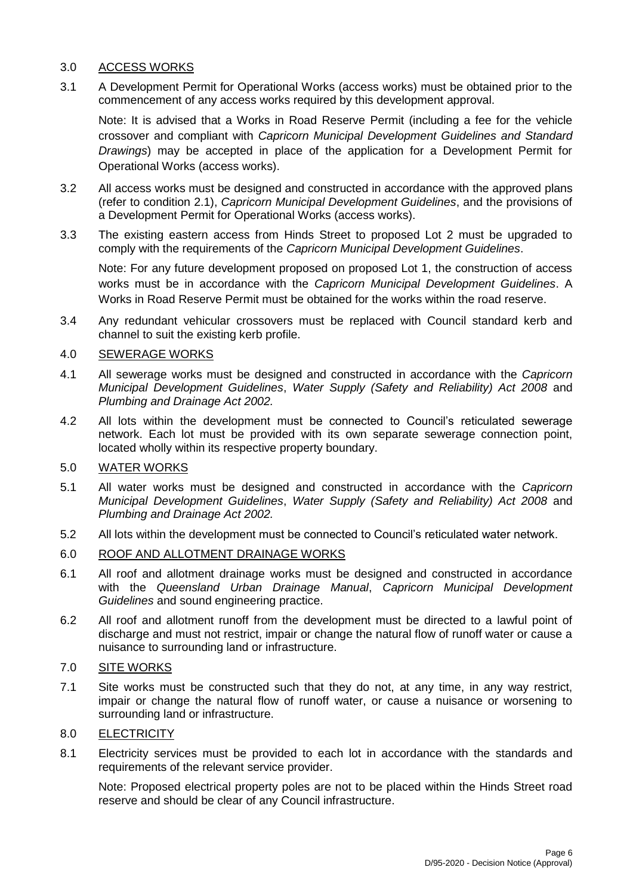3.0 <u>ACCESS WORKS</u>

3.1 A Development Permit for Operational Works (access works) must be obtained prior to the commencement of any access works required by this development approval.

Note: It is advised that a Works in Road Reserve Permit (including a fee for the vehicle crossover and compliant with *Capricorn Municipal Development Guidelines and Standard Drawings*) may be accepted in place of the application for a Development Permit for Operational Works (access works).

3.2 All access works must be designed and constructed in accordance with the approved plans (refer to condition 2.1), *Capricorn Municipal Development Guidelines*, and the provisions of a Development Permit for Operational Works (access works).

3.3 The existing eastern access from Hinds Street to proposed Lot 2 must be upgraded to comply with the requirements of the *Capricorn Municipal Development Guidelines*.

Note: For any future development proposed on proposed Lot 1, the construction of access works must be in accordance with the *Capricorn Municipal Development Guidelines*. A Works in Road Reserve Permit must be obtained for the works within the road reserve.

3.4 Any redundant vehicular crossovers must be replaced with Council standard kerb and channel to suit the existing kerb profile.

4.0 <u>SEWERAGE WORKS</u>

4.1 All sewerage works must be designed and constructed in accordance with the *Capricorn Municipal Development Guidelines*, *Water Supply (Safety and Reliability) Act 2008* and *Plumbing and Drainage Act 2002.*

4.2 All lots within the development must be connected to Council's reticulated sewerage network. Each lot must be provided with its own separate sewerage connection point, located wholly within its respective property boundary.

5.0 <u>WATER WORKS</u>

5.1 All water works must be designed and constructed in accordance with the *Capricorn Municipal Development Guidelines*, *Water Supply (Safety and Reliability) Act 2008* and *Plumbing and Drainage Act 2002.*

5.2 All lots within the development must be connected to Council's reticulated water network.

6.0 <u>ROOF AND ALLOTMENT DRAINAGE WORKS</u>

6.1 All roof and allotment drainage works must be designed and constructed in accordance with the *Queensland Urban Drainage Manual*, *Capricorn Municipal Development Guidelines* and sound engineering practice.

6.2 All roof and allotment runoff from the development must be directed to a lawful point of discharge and must not restrict, impair or change the natural flow of runoff water or cause a nuisance to surrounding land or infrastructure.

7.0 <u>SITE WORKS</u>

7.1 Site works must be constructed such that they do not, at any time, in any way restrict, impair or change the natural flow of runoff water, or cause a nuisance or worsening to surrounding land or infrastructure.

8.0 <u>ELECTRICITY</u>

8.1 Electricity services must be provided to each lot in accordance with the standards and requirements of the relevant service provider.

Note: Proposed electrical property poles are not to be placed within the Hinds Street road reserve and should be clear of any Council infrastructure.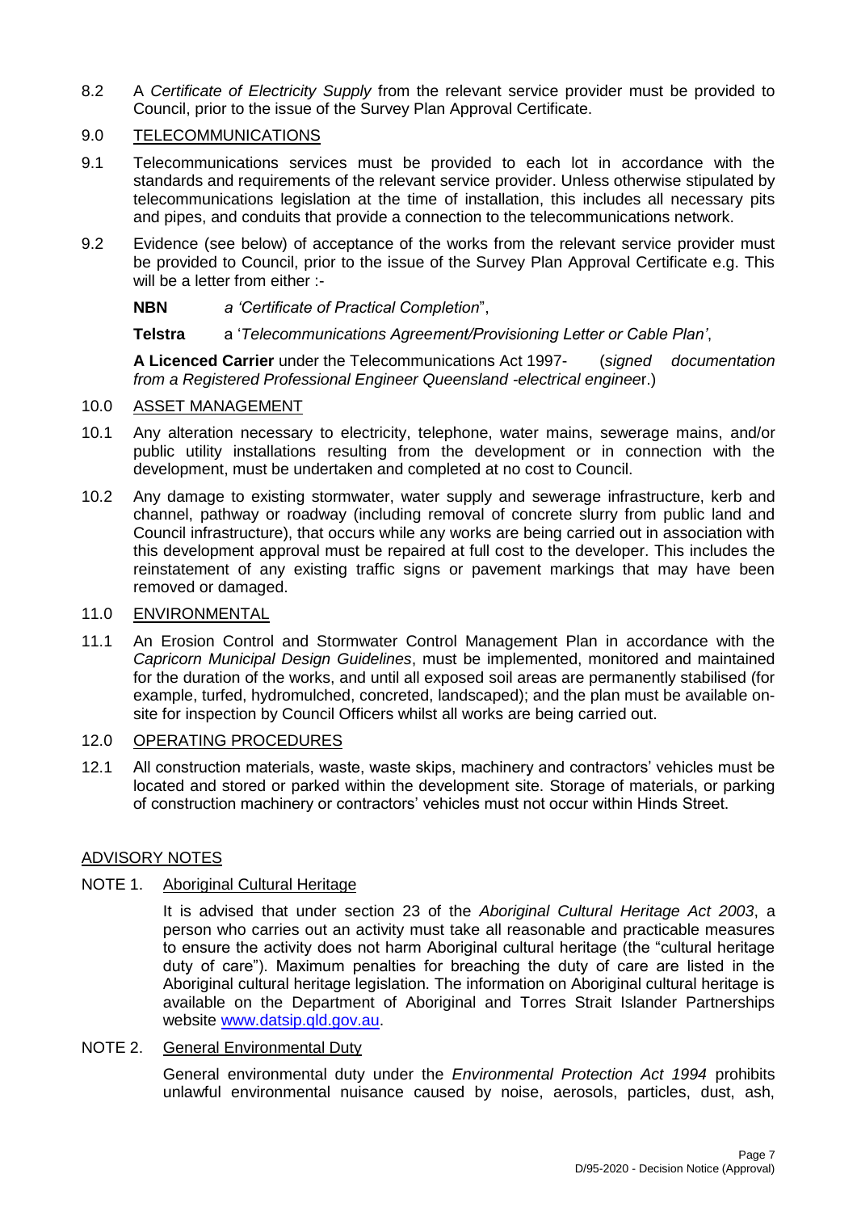8.2 A *Certificate of Electricity Supply* from the relevant service provider must be provided to Council, prior to the issue of the Survey Plan Approval Certificate.

9.0 TELECOMMUNICATIONS

9.1 Telecommunications services must be provided to each lot in accordance with the standards and requirements of the relevant service provider. Unless otherwise stipulated by telecommunications legislation at the time of installation, this includes all necessary pits and pipes, and conduits that provide a connection to the telecommunications network.

9.2 Evidence (see below) of acceptance of the works from the relevant service provider must be provided to Council, prior to the issue of the Survey Plan Approval Certificate e.g. This will be a letter from either :-

**NBN** *a 'Certificate of Practical Completion*",

**Telstra** a '*Telecommunications Agreement/Provisioning Letter or Cable Plan'*,

**A Licenced Carrier** under the Telecommunications Act 1997- (*signed documentation from a Registered Professional Engineer Queensland -electrical enginee*r.)

10.0 ASSET MANAGEMENT

10.1 Any alteration necessary to electricity, telephone, water mains, sewerage mains, and/or public utility installations resulting from the development or in connection with the development, must be undertaken and completed at no cost to Council.

10.2 Any damage to existing stormwater, water supply and sewerage infrastructure, kerb and channel, pathway or roadway (including removal of concrete slurry from public land and Council infrastructure), that occurs while any works are being carried out in association with this development approval must be repaired at full cost to the developer. This includes the reinstatement of any existing traffic signs or pavement markings that may have been removed or damaged.

11.0 ENVIRONMENTAL

11.1 An Erosion Control and Stormwater Control Management Plan in accordance with the *Capricorn Municipal Design Guidelines*, must be implemented, monitored and maintained for the duration of the works, and until all exposed soil areas are permanently stabilised (for example, turfed, hydromulched, concreted, landscaped); and the plan must be available on-site for inspection by Council Officers whilst all works are being carried out.

12.0 OPERATING PROCEDURES

12.1 All construction materials, waste, waste skips, machinery and contractors' vehicles must be located and stored or parked within the development site. Storage of materials, or parking of construction machinery or contractors' vehicles must not occur within Hinds Street.

ADVISORY NOTES

NOTE 1. Aboriginal Cultural Heritage

It is advised that under section 23 of the *Aboriginal Cultural Heritage Act 2003*, a person who carries out an activity must take all reasonable and practicable measures to ensure the activity does not harm Aboriginal cultural heritage (the "cultural heritage duty of care"). Maximum penalties for breaching the duty of care are listed in the Aboriginal cultural heritage legislation. The information on Aboriginal cultural heritage is available on the Department of Aboriginal and Torres Strait Islander Partnerships website www.datsip.qld.gov.au.

NOTE 2. General Environmental Duty

General environmental duty under the *Environmental Protection Act 1994* prohibits unlawful environmental nuisance caused by noise, aerosols, particles, dust, ash,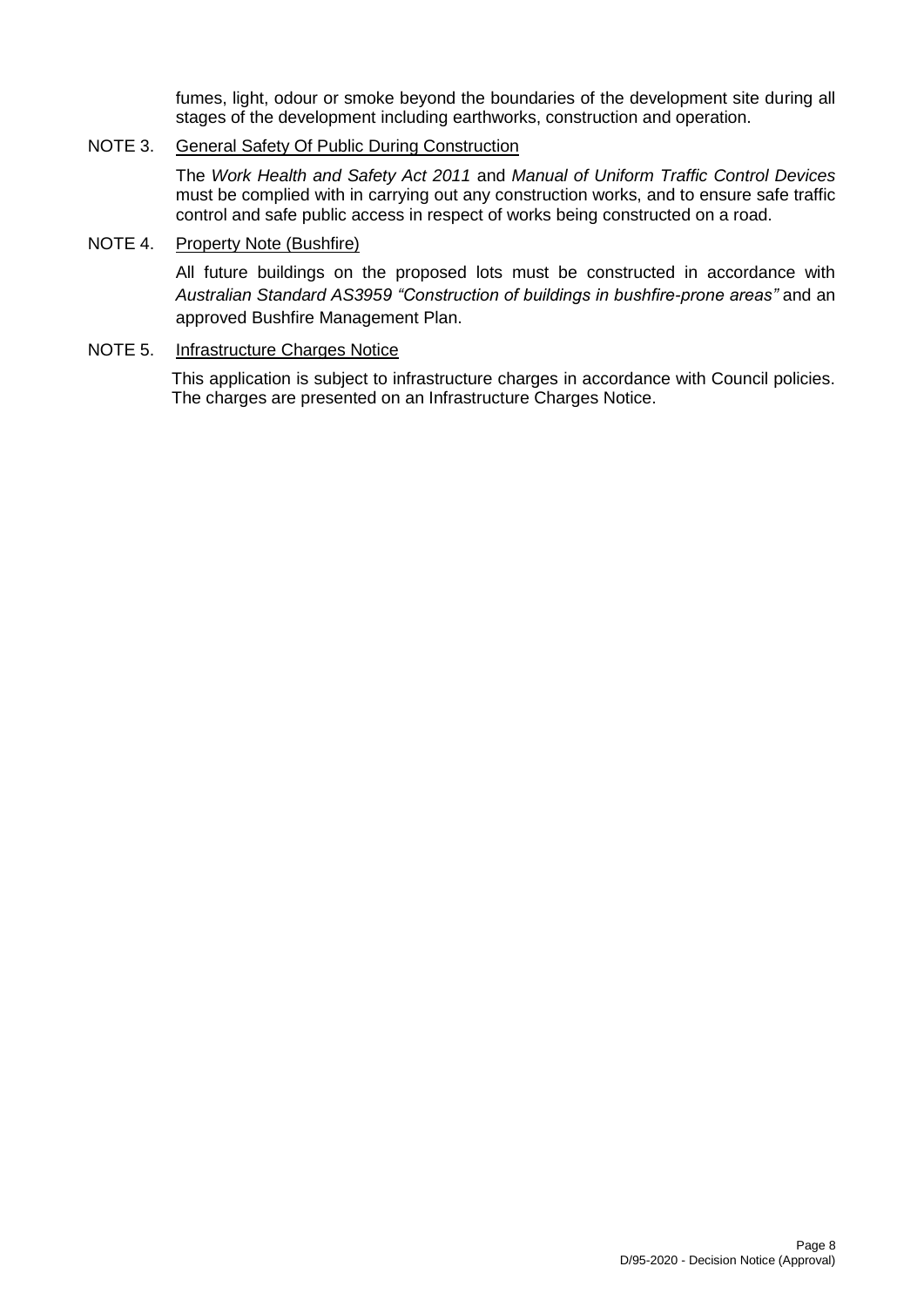fumes, light, odour or smoke beyond the boundaries of the development site during all stages of the development including earthworks, construction and operation.

NOTE 3. General Safety Of Public During Construction

The *Work Health and Safety Act 2011* and *Manual of Uniform Traffic Control Devices* must be complied with in carrying out any construction works, and to ensure safe traffic control and safe public access in respect of works being constructed on a road.

NOTE 4. Property Note (Bushfire)

All future buildings on the proposed lots must be constructed in accordance with *Australian Standard AS3959 "Construction of buildings in bushfire-prone areas"* and an approved Bushfire Management Plan.

NOTE 5. Infrastructure Charges Notice

This application is subject to infrastructure charges in accordance with Council policies. The charges are presented on an Infrastructure Charges Notice.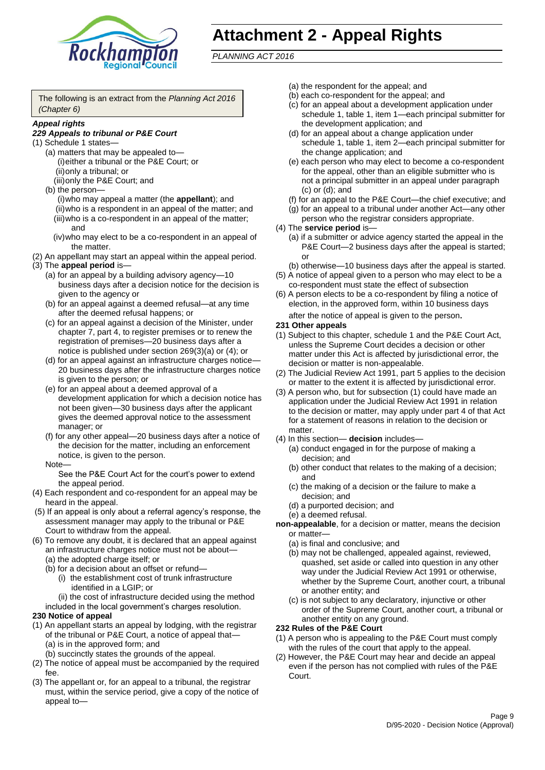# Attachment 2 - Appeal Rights

*PLANNING ACT 2016*

The following is an extract from the *Planning Act 2016 (Chapter 6)*

***Appeal rights***

***229 Appeals to tribunal or P&E Court***

(1) Schedule 1 states—

- (a) matters that may be appealed to—
  - (i) either a tribunal or the P&E Court; or
  - (ii) only a tribunal; or
  - (iii) only the P&E Court; and
- (b) the person—
  - (i) who may appeal a matter (the **appellant**); and
  - (ii) who is a respondent in an appeal of the matter; and
  - (iii) who is a co-respondent in an appeal of the matter; and
  - (iv) who may elect to be a co-respondent in an appeal of the matter.

(2) An appellant may start an appeal within the appeal period.

(3) The **appeal period** is—

- (a) for an appeal by a building advisory agency—10 business days after a decision notice for the decision is given to the agency or
- (b) for an appeal against a deemed refusal—at any time after the deemed refusal happens; or
- (c) for an appeal against a decision of the Minister, under chapter 7, part 4, to register premises or to renew the registration of premises—20 business days after a notice is published under section 269(3)(a) or (4); or
- (d) for an appeal against an infrastructure charges notice—20 business days after the infrastructure charges notice is given to the person; or
- (e) for an appeal about a deemed approval of a development application for which a decision notice has not been given—30 business days after the applicant gives the deemed approval notice to the assessment manager; or
- (f) for any other appeal—20 business days after a notice of the decision for the matter, including an enforcement notice, is given to the person.

Note—

See the P&E Court Act for the court's power to extend the appeal period.

(4) Each respondent and co-respondent for an appeal may be heard in the appeal.

(5) If an appeal is only about a referral agency's response, the assessment manager may apply to the tribunal or P&E Court to withdraw from the appeal.

(6) To remove any doubt, it is declared that an appeal against an infrastructure charges notice must not be about—

- (a) the adopted charge itself; or
- (b) for a decision about an offset or refund—
  - (i) the establishment cost of trunk infrastructure identified in a LGIP; or
  - (ii) the cost of infrastructure decided using the method included in the local government's charges resolution.

**230 Notice of appeal**

(1) An appellant starts an appeal by lodging, with the registrar of the tribunal or P&E Court, a notice of appeal that—

- (a) is in the approved form; and
- (b) succinctly states the grounds of the appeal.

(2) The notice of appeal must be accompanied by the required fee.

(3) The appellant or, for an appeal to a tribunal, the registrar must, within the service period, give a copy of the notice of appeal to—

- (a) the respondent for the appeal; and
- (b) each co-respondent for the appeal; and
- (c) for an appeal about a development application under schedule 1, table 1, item 1—each principal submitter for the development application; and
- (d) for an appeal about a change application under schedule 1, table 1, item 2—each principal submitter for the change application; and
- (e) each person who may elect to become a co-respondent for the appeal, other than an eligible submitter who is not a principal submitter in an appeal under paragraph (c) or (d); and
- (f) for an appeal to the P&E Court—the chief executive; and
- (g) for an appeal to a tribunal under another Act—any other person who the registrar considers appropriate.

(4) The **service period** is—

- (a) if a submitter or advice agency started the appeal in the P&E Court—2 business days after the appeal is started; or
- (b) otherwise—10 business days after the appeal is started.

(5) A notice of appeal given to a person who may elect to be a co-respondent must state the effect of subsection

(6) A person elects to be a co-respondent by filing a notice of election, in the approved form, within 10 business days after the notice of appeal is given to the person**.**

**231 Other appeals**

(1) Subject to this chapter, schedule 1 and the P&E Court Act, unless the Supreme Court decides a decision or other matter under this Act is affected by jurisdictional error, the decision or matter is non-appealable.

(2) The Judicial Review Act 1991, part 5 applies to the decision or matter to the extent it is affected by jurisdictional error.

(3) A person who, but for subsection (1) could have made an application under the Judicial Review Act 1991 in relation to the decision or matter, may apply under part 4 of that Act for a statement of reasons in relation to the decision or matter.

(4) In this section— **decision** includes—

- (a) conduct engaged in for the purpose of making a decision; and
- (b) other conduct that relates to the making of a decision; and
- (c) the making of a decision or the failure to make a decision; and
- (d) a purported decision; and
- (e) a deemed refusal.

**non-appealable**, for a decision or matter, means the decision or matter—

- (a) is final and conclusive; and
- (b) may not be challenged, appealed against, reviewed, quashed, set aside or called into question in any other way under the Judicial Review Act 1991 or otherwise, whether by the Supreme Court, another court, a tribunal or another entity; and
- (c) is not subject to any declaratory, injunctive or other order of the Supreme Court, another court, a tribunal or another entity on any ground.

**232 Rules of the P&E Court**

(1) A person who is appealing to the P&E Court must comply with the rules of the court that apply to the appeal.

(2) However, the P&E Court may hear and decide an appeal even if the person has not complied with rules of the P&E Court.

D/95-2020 - Decision Notice (Approval)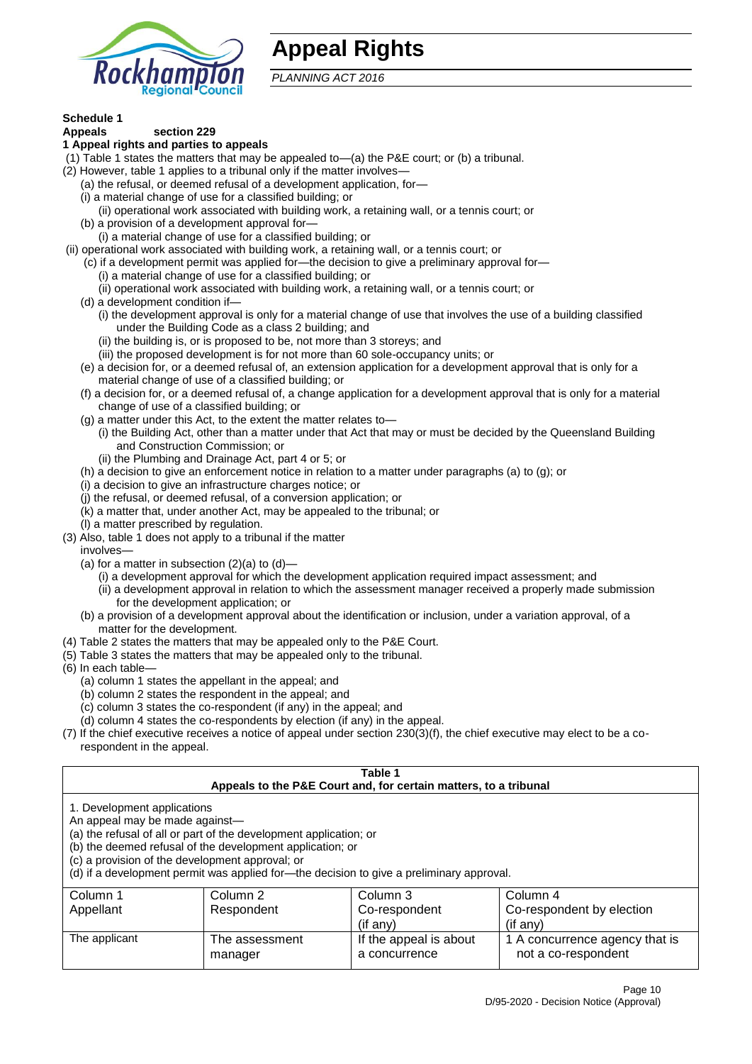# Appeal Rights

*PLANNING ACT 2016*

**Schedule 1**

**Appeals section 229**

**1 Appeal rights and parties to appeals**

(1) Table 1 states the matters that may be appealed to—(a) the P&E court; or (b) a tribunal.

(2) However, table 1 applies to a tribunal only if the matter involves—

(a) the refusal, or deemed refusal of a development application, for—

(i) a material change of use for a classified building; or

(ii) operational work associated with building work, a retaining wall, or a tennis court; or

(b) a provision of a development approval for—

(i) a material change of use for a classified building; or

(ii) operational work associated with building work, a retaining wall, or a tennis court; or

(c) if a development permit was applied for—the decision to give a preliminary approval for—

(i) a material change of use for a classified building; or

(ii) operational work associated with building work, a retaining wall, or a tennis court; or

(d) a development condition if—

(i) the development approval is only for a material change of use that involves the use of a building classified under the Building Code as a class 2 building; and

(ii) the building is, or is proposed to be, not more than 3 storeys; and

(iii) the proposed development is for not more than 60 sole-occupancy units; or

(e) a decision for, or a deemed refusal of, an extension application for a development approval that is only for a material change of use of a classified building; or

(f) a decision for, or a deemed refusal of, a change application for a development approval that is only for a material change of use of a classified building; or

(g) a matter under this Act, to the extent the matter relates to—

(i) the Building Act, other than a matter under that Act that may or must be decided by the Queensland Building and Construction Commission; or

(ii) the Plumbing and Drainage Act, part 4 or 5; or

(h) a decision to give an enforcement notice in relation to a matter under paragraphs (a) to (g); or

(i) a decision to give an infrastructure charges notice; or

(j) the refusal, or deemed refusal, of a conversion application; or

(k) a matter that, under another Act, may be appealed to the tribunal; or

(l) a matter prescribed by regulation.

(3) Also, table 1 does not apply to a tribunal if the matter involves—

(a) for a matter in subsection (2)(a) to (d)—

(i) a development approval for which the development application required impact assessment; and

(ii) a development approval in relation to which the assessment manager received a properly made submission for the development application; or

(b) a provision of a development approval about the identification or inclusion, under a variation approval, of a matter for the development.

(4) Table 2 states the matters that may be appealed only to the P&E Court.

(5) Table 3 states the matters that may be appealed only to the tribunal.

(6) In each table—

(a) column 1 states the appellant in the appeal;

(b) column 2 states the respondent in the appeal;

(c) column 3 states the co-respondent (if any) in the appeal; and

(d) column 4 states the co-respondents by election (if any) in the appeal.

(7) If the chief executive receives a notice of appeal under section 230(3)(f), the chief executive may elect to be a co-respondent in the appeal.

**Table 1**
**Appeals to the P&E Court and, for certain matters, to a tribunal**

1. Development applications

An appeal may be made against—

(a) the refusal of all or part of the development application; or

(b) the deemed refusal of the development application; or

(c) a provision of the development approval; or

(d) if a development permit was applied for—the decision to give a preliminary approval.

| Column 1<br>Appellant | Column 2<br>Respondent | Column 3<br>Co-respondent<br>(if any) | Column 4<br>Co-respondent by election<br>(if any) |
|---|---|---|---|
| The applicant | The assessment manager | If the appeal is about a concurrence | 1 A concurrence agency that is not a co-respondent |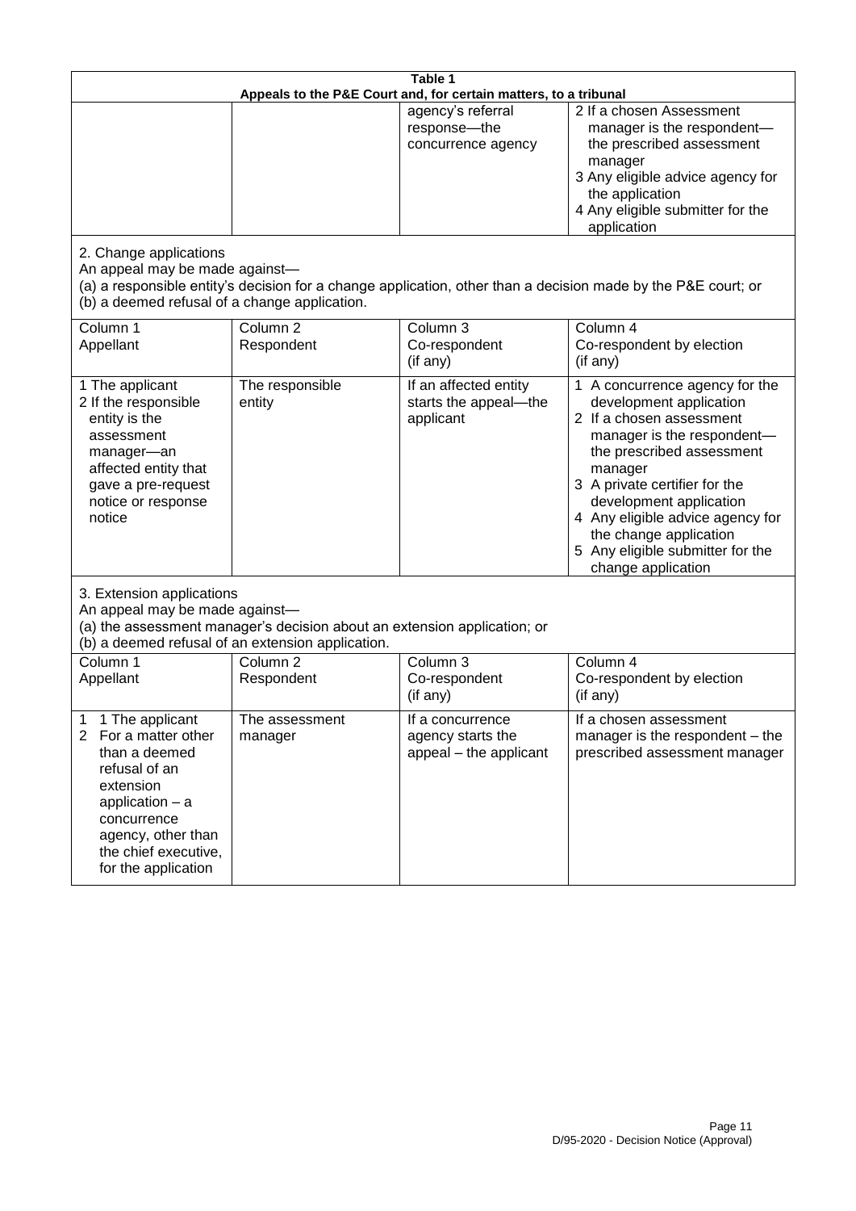| Table 1 | | | |
|---|---|---|---|
| Appeals to the P&E Court and, for certain matters, to a tribunal | | | |
| | | agency's referral response—the concurrence agency | 2 If a chosen Assessment manager is the respondent—the prescribed assessment manager<br>3 Any eligible advice agency for the application<br>4 Any eligible submitter for the application |

2. Change applications
An appeal may be made against—
(a) a responsible entity's decision for a change application, other than a decision made by the P&E court; or
(b) a deemed refusal of a change application.

| Column 1<br>Appellant | Column 2<br>Respondent | Column 3<br>Co-respondent<br>(if any) | Column 4<br>Co-respondent by election<br>(if any) |
|---|---|---|---|
| 1 The applicant<br>2 If the responsible entity is the assessment manager—an affected entity that gave a pre-request notice or response notice | The responsible entity | If an affected entity starts the appeal—the applicant | 1 A concurrence agency for the development application<br>2 If a chosen assessment manager is the respondent—the prescribed assessment manager<br>3 A private certifier for the development application<br>4 Any eligible advice agency for the change application<br>5 Any eligible submitter for the change application |

3. Extension applications
An appeal may be made against—
(a) the assessment manager's decision about an extension application; or
(b) a deemed refusal of an extension application.

| Column 1<br>Appellant | Column 2<br>Respondent | Column 3<br>Co-respondent<br>(if any) | Column 4<br>Co-respondent by election<br>(if any) |
|---|---|---|---|
| 1 1 The applicant<br>2 For a matter other than a deemed refusal of an extension application – a concurrence agency, other than the chief executive, for the application | The assessment manager | If a concurrence agency starts the appeal – the applicant | If a chosen assessment manager is the respondent – the prescribed assessment manager |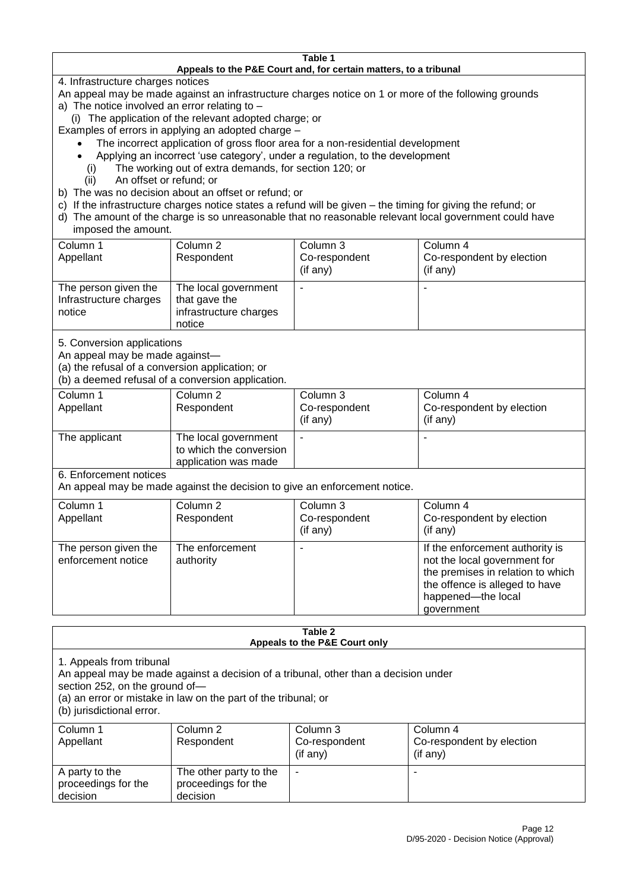**Table 1**
**Appeals to the P&E Court and, for certain matters, to a tribunal**

4. Infrastructure charges notices

An appeal may be made against an infrastructure charges notice on 1 or more of the following grounds

a) The notice involved an error relating to –

(i) The application of the relevant adopted charge; or

Examples of errors in applying an adopted charge –

- The incorrect application of gross floor area for a non-residential development
- Applying an incorrect 'use category', under a regulation, to the development

(i) The working out of extra demands, for section 120; or

(ii) An offset or refund; or

b) The was no decision about an offset or refund; or

c) If the infrastructure charges notice states a refund will be given – the timing for giving the refund; or

d) The amount of the charge is so unreasonable that no reasonable relevant local government could have imposed the amount.

| Column 1 Appellant | Column 2 Respondent | Column 3 Co-respondent (if any) | Column 4 Co-respondent by election (if any) |
|---|---|---|---|
| The person given the Infrastructure charges notice | The local government that gave the infrastructure charges notice | - | - |

5. Conversion applications

An appeal may be made against—

(a) the refusal of a conversion application; or

(b) a deemed refusal of a conversion application.

| Column 1 Appellant | Column 2 Respondent | Column 3 Co-respondent (if any) | Column 4 Co-respondent by election (if any) |
|---|---|---|---|
| The applicant | The local government to which the conversion application was made | - | - |

6. Enforcement notices

An appeal may be made against the decision to give an enforcement notice.

| Column 1 Appellant | Column 2 Respondent | Column 3 Co-respondent (if any) | Column 4 Co-respondent by election (if any) |
|---|---|---|---|
| The person given the enforcement notice | The enforcement authority | - | If the enforcement authority is not the local government for the premises in relation to which the offence is alleged to have happened—the local government |

**Table 2**
**Appeals to the P&E Court only**

1. Appeals from tribunal

An appeal may be made against a decision of a tribunal, other than a decision under section 252, on the ground of—

(a) an error or mistake in law on the part of the tribunal; or

(b) jurisdictional error.

| Column 1 Appellant | Column 2 Respondent | Column 3 Co-respondent (if any) | Column 4 Co-respondent by election (if any) |
|---|---|---|---|
| A party to the proceedings for the decision | The other party to the proceedings for the decision | - | - |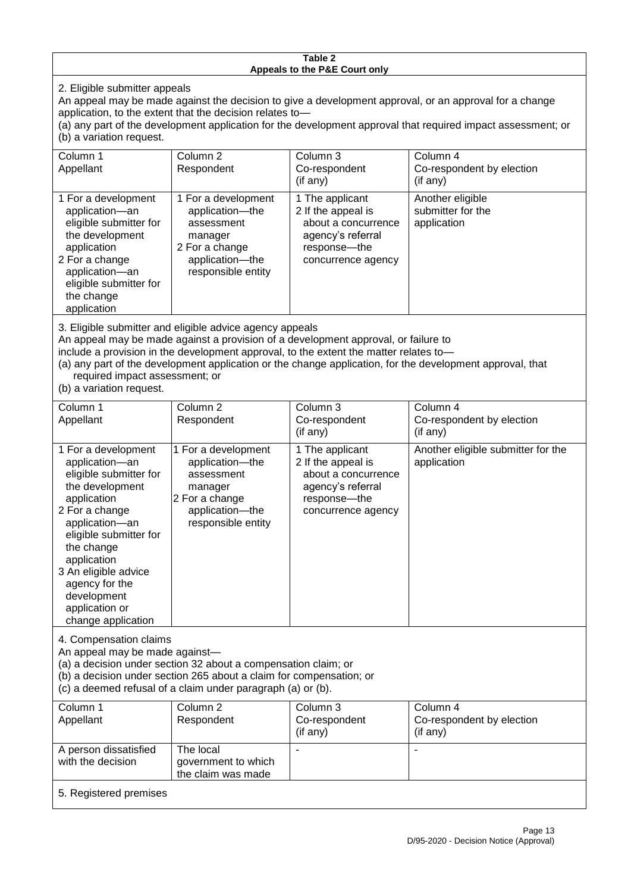**Table 2**
**Appeals to the P&E Court only**

2. Eligible submitter appeals

An appeal may be made against the decision to give a development approval, or an approval for a change application, to the extent that the decision relates to—
(a) any part of the development application for the development approval that required impact assessment; or
(b) a variation request.

| Column 1<br>Appellant | Column 2<br>Respondent | Column 3<br>Co-respondent<br>(if any) | Column 4<br>Co-respondent by election<br>(if any) |
|---|---|---|---|
| 1 For a development application—an eligible submitter for the development application<br>2 For a change application—an eligible submitter for the change application | 1 For a development application—the assessment manager<br>2 For a change application—the responsible entity | 1 The applicant<br>2 If the appeal is about a concurrence agency's referral response—the concurrence agency | Another eligible submitter for the application |

3. Eligible submitter and eligible advice agency appeals

An appeal may be made against a provision of a development approval, or failure to include a provision in the development approval, to the extent the matter relates to—
(a) any part of the development application or the change application, for the development approval, that required impact assessment; or
(b) a variation request.

| Column 1<br>Appellant | Column 2<br>Respondent | Column 3<br>Co-respondent<br>(if any) | Column 4<br>Co-respondent by election<br>(if any) |
|---|---|---|---|
| 1 For a development application—an eligible submitter for the development application<br>2 For a change application—an eligible submitter for the change application<br>3 An eligible advice agency for the development application or change application | 1 For a development application—the assessment manager<br>2 For a change application—the responsible entity | 1 The applicant<br>2 If the appeal is about a concurrence agency's referral response—the concurrence agency | Another eligible submitter for the application |

4. Compensation claims

An appeal may be made against—
(a) a decision under section 32 about a compensation claim; or
(b) a decision under section 265 about a claim for compensation; or
(c) a deemed refusal of a claim under paragraph (a) or (b).

| Column 1<br>Appellant | Column 2<br>Respondent | Column 3<br>Co-respondent<br>(if any) | Column 4<br>Co-respondent by election<br>(if any) |
|---|---|---|---|
| A person dissatisfied with the decision | The local government to which the claim was made | - | - |

5. Registered premises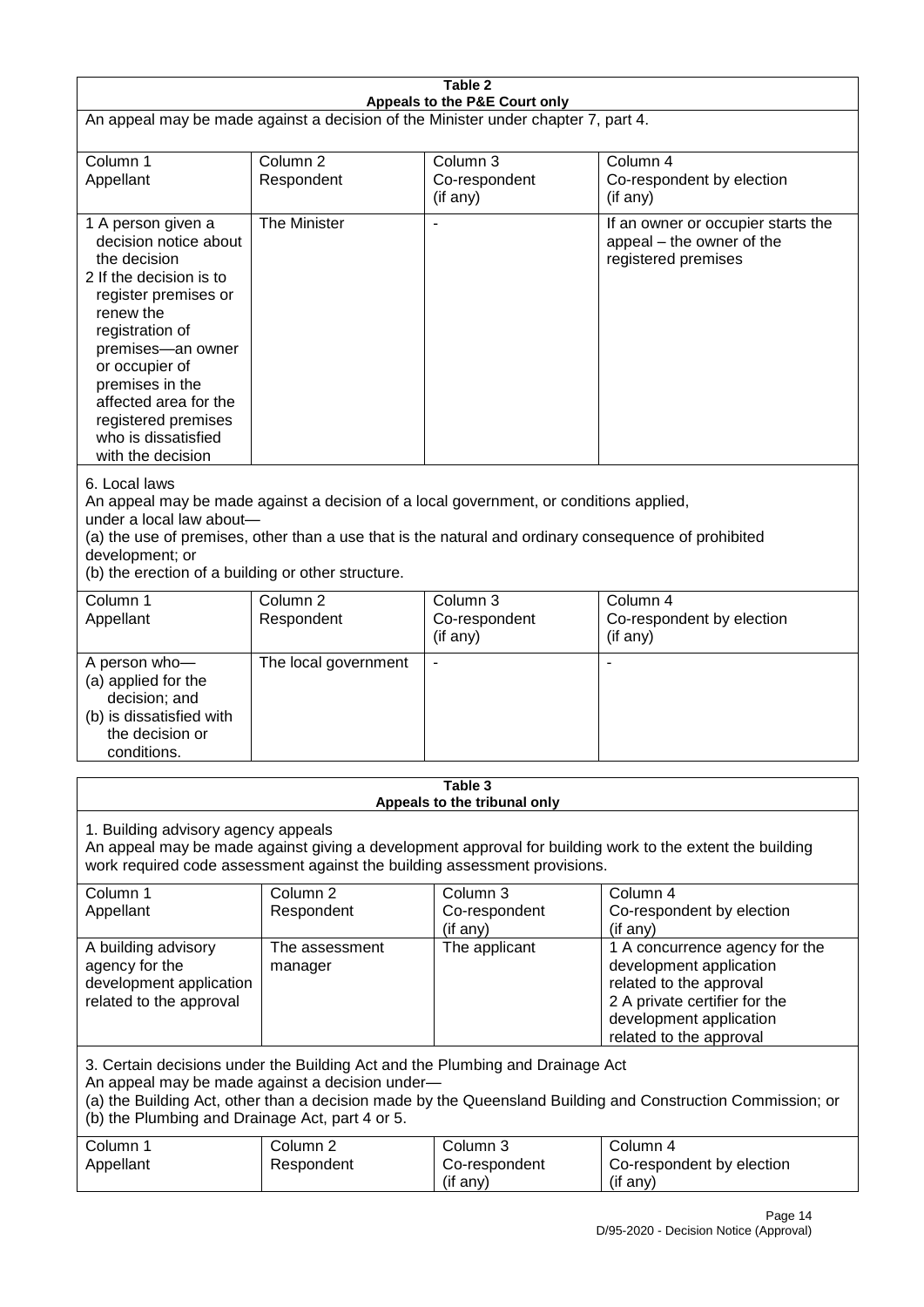**Table 2**
**Appeals to the P&E Court only**

An appeal may be made against a decision of the Minister under chapter 7, part 4.

| Column 1<br>Appellant | Column 2<br>Respondent | Column 3<br>Co-respondent<br>(if any) | Column 4<br>Co-respondent by election<br>(if any) |
|---|---|---|---|
| 1 A person given a decision notice about the decision<br>2 If the decision is to register premises or renew the registration of premises—an owner or occupier of premises in the affected area for the registered premises who is dissatisfied with the decision | The Minister | - | If an owner or occupier starts the appeal – the owner of the registered premises |

6. Local laws
An appeal may be made against a decision of a local government, or conditions applied, under a local law about—
(a) the use of premises, other than a use that is the natural and ordinary consequence of prohibited development; or
(b) the erection of a building or other structure.

| Column 1<br>Appellant | Column 2<br>Respondent | Column 3<br>Co-respondent<br>(if any) | Column 4<br>Co-respondent by election<br>(if any) |
|---|---|---|---|
| A person who—<br>(a) applied for the decision; and<br>(b) is dissatisfied with the decision or conditions. | The local government | - | - |

**Table 3**
**Appeals to the tribunal only**

1. Building advisory agency appeals
An appeal may be made against giving a development approval for building work to the extent the building work required code assessment against the building assessment provisions.

| Column 1<br>Appellant | Column 2<br>Respondent | Column 3<br>Co-respondent<br>(if any) | Column 4<br>Co-respondent by election<br>(if any) |
|---|---|---|---|
| A building advisory agency for the development application related to the approval | The assessment manager | The applicant | 1 A concurrence agency for the development application related to the approval<br>2 A private certifier for the development application related to the approval |

3. Certain decisions under the Building Act and the Plumbing and Drainage Act
An appeal may be made against a decision under—
(a) the Building Act, other than a decision made by the Queensland Building and Construction Commission; or
(b) the Plumbing and Drainage Act, part 4 or 5.

| Column 1<br>Appellant | Column 2<br>Respondent | Column 3<br>Co-respondent<br>(if any) | Column 4<br>Co-respondent by election<br>(if any) |
|---|---|---|---|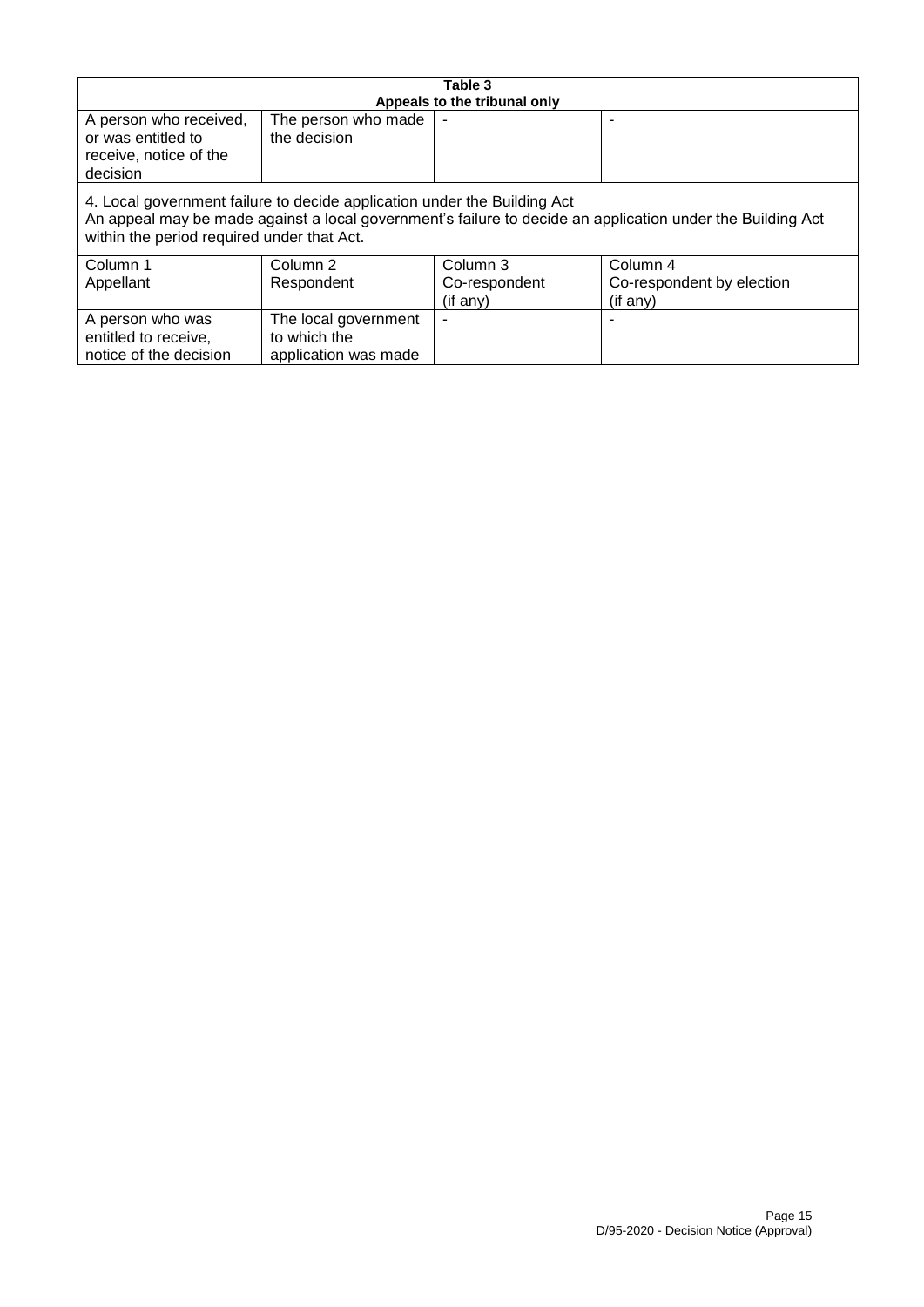**Table 3**
**Appeals to the tribunal only**

| | | | |
|---|---|---|---|
| A person who received, or was entitled to receive, notice of the decision | The person who made the decision | - | - |

4. Local government failure to decide application under the Building Act
An appeal may be made against a local government's failure to decide an application under the Building Act within the period required under that Act.

| Column 1<br>Appellant | Column 2<br>Respondent | Column 3<br>Co-respondent<br>(if any) | Column 4<br>Co-respondent by election<br>(if any) |
|---|---|---|---|
| A person who was entitled to receive, notice of the decision | The local government to which the application was made | - | - |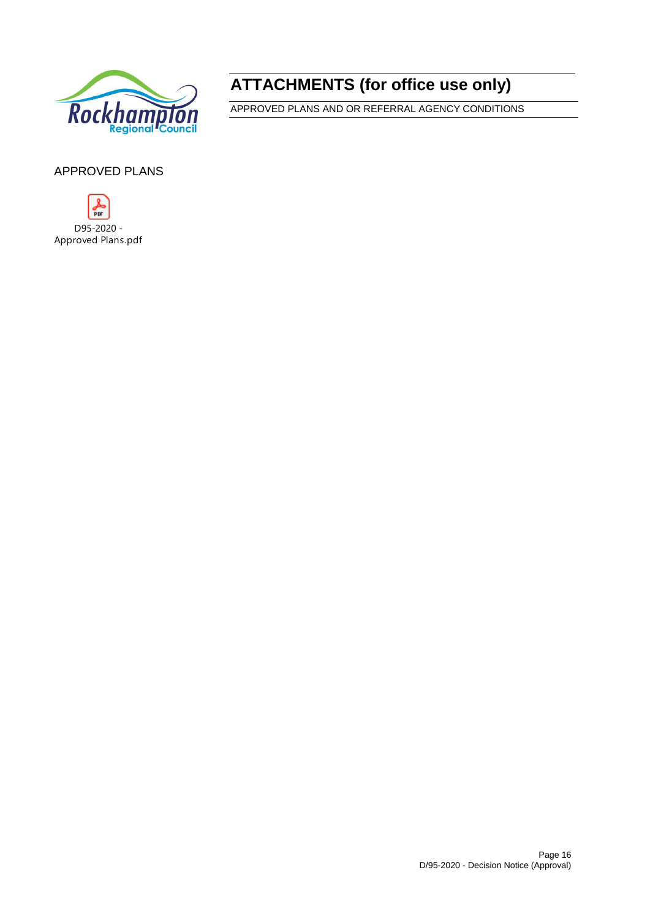# ATTACHMENTS (for office use only)

APPROVED PLANS AND OR REFERRAL AGENCY CONDITIONS

APPROVED PLANS

D95-2020 - Approved Plans.pdf